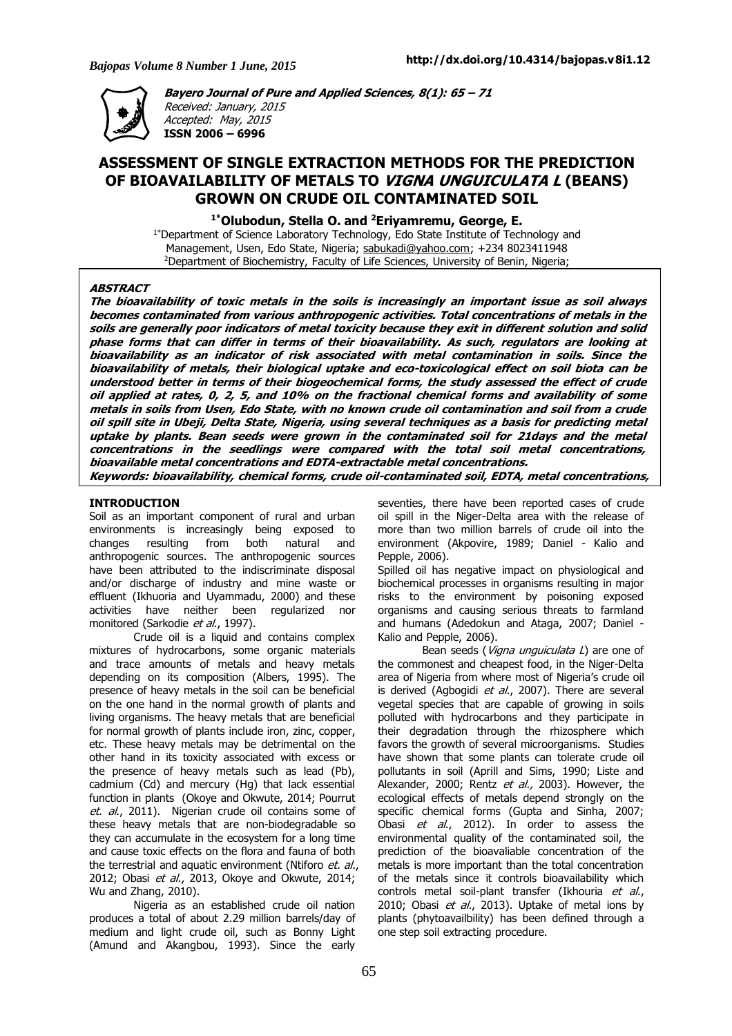Bayero Journal of Pure and Applied Sciences, 8(1): 65 – 71
Received: January, 2015
Accepted: May, 2015
**ISSN 2006 – 6996**

# ASSESSMENT OF SINGLE EXTRACTION METHODS FOR THE PREDICTION OF BIOAVAILABILITY OF METALS TO *VIGNA UNGUICULATA L* (BEANS) GROWN ON CRUDE OIL CONTAMINATED SOIL

**[1*]Olubodun, Stella O. and [2]Eriyamremu, George, E.**

[1*]Department of Science Laboratory Technology, Edo State Institute of Technology and Management, Usen, Edo State, Nigeria; sabukadi@yahoo.com; +234 8023411948
[2]Department of Biochemistry, Faculty of Life Sciences, University of Benin, Nigeria;

## ABSTRACT

**The bioavailability of toxic metals in the soils is increasingly an important issue as soil always becomes contaminated from various anthropogenic activities. Total concentrations of metals in the soils are generally poor indicators of metal toxicity because they exit in different solution and solid phase forms that can differ in terms of their bioavailability. As such, regulators are looking at bioavailability as an indicator of risk associated with metal contamination in soils. Since the bioavailability of metals, their biological uptake and eco-toxicological effect on soil biota can be understood better in terms of their biogeochemical forms, the study assessed the effect of crude oil applied at rates, 0, 2, 5, and 10% on the fractional chemical forms and availability of some metals in soils from Usen, Edo State, with no known crude oil contamination and soil from a crude oil spill site in Ubeji, Delta State, Nigeria, using several techniques as a basis for predicting metal uptake by plants. Bean seeds were grown in the contaminated soil for 21days and the metal concentrations in the seedlings were compared with the total soil metal concentrations, bioavailable metal concentrations and EDTA-extractable metal concentrations.**

**Keywords: bioavailability, chemical forms, crude oil-contaminated soil, EDTA, metal concentrations,**

## INTRODUCTION

Soil as an important component of rural and urban environments is increasingly being exposed to changes resulting from both natural and anthropogenic sources. The anthropogenic sources have been attributed to the indiscriminate disposal and/or discharge of industry and mine waste or effluent (Ikhuoria and Uyammadu, 2000) and these activities have neither been regularized nor monitored (Sarkodie *et al*., 1997).

Crude oil is a liquid and contains complex mixtures of hydrocarbons, some organic materials and trace amounts of metals and heavy metals depending on its composition (Albers, 1995). The presence of heavy metals in the soil can be beneficial on the one hand in the normal growth of plants and living organisms. The heavy metals that are beneficial for normal growth of plants include iron, zinc, copper, etc. These heavy metals may be detrimental on the other hand in its toxicity associated with excess or the presence of heavy metals such as lead (Pb), cadmium (Cd) and mercury (Hg) that lack essential function in plants (Okoye and Okwute, 2014; Pourrut *et. al*., 2011). Nigerian crude oil contains some of these heavy metals that are non-biodegradable so they can accumulate in the ecosystem for a long time and cause toxic effects on the flora and fauna of both the terrestrial and aquatic environment (Ntiforo *et. al*., 2012; Obasi *et al*., 2013, Okoye and Okwute, 2014; Wu and Zhang, 2010).

Nigeria as an established crude oil nation produces a total of about 2.29 million barrels/day of medium and light crude oil, such as Bonny Light (Amund and Akangbou, 1993). Since the early seventies, there have been reported cases of crude oil spill in the Niger-Delta area with the release of more than two million barrels of crude oil into the environment (Akpovire, 1989; Daniel - Kalio and Pepple, 2006).

Spilled oil has negative impact on physiological and biochemical processes in organisms resulting in major risks to the environment by poisoning exposed organisms and causing serious threats to farmland and humans (Adedokun and Ataga, 2007; Daniel - Kalio and Pepple, 2006).

Bean seeds (*Vigna unguiculata L*) are one of the commonest and cheapest food, in the Niger-Delta area of Nigeria from where most of Nigeria's crude oil is derived (Agbogidi *et al*., 2007). There are several vegetal species that are capable of growing in soils polluted with hydrocarbons and they participate in their degradation through the rhizosphere which favors the growth of several microorganisms. Studies have shown that some plants can tolerate crude oil pollutants in soil (Aprill and Sims, 1990; Liste and Alexander, 2000; Rentz *et al.,* 2003). However, the ecological effects of metals depend strongly on the specific chemical forms (Gupta and Sinha, 2007; Obasi *et al*., 2012). In order to assess the environmental quality of the contaminated soil, the prediction of the bioavaliable concentration of the metals is more important than the total concentration of the metals since it controls bioavailability which controls metal soil-plant transfer (Ikhouria *et al*., 2010; Obasi *et al*., 2013). Uptake of metal ions by plants (phytoavailbility) has been defined through a one step soil extracting procedure.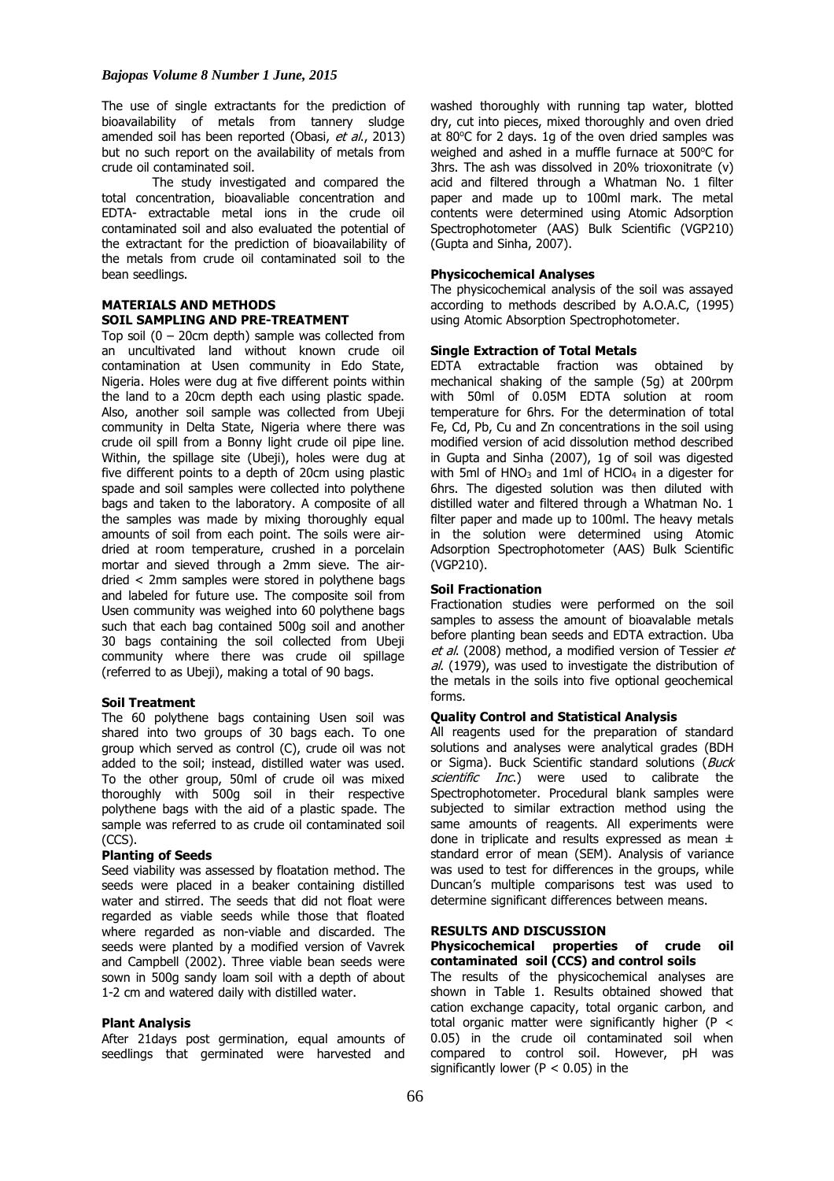The use of single extractants for the prediction of bioavailability of metals from tannery sludge amended soil has been reported (Obasi, *et al.*, 2013) but no such report on the availability of metals from crude oil contaminated soil.

The study investigated and compared the total concentration, bioavaliable concentration and EDTA- extractable metal ions in the crude oil contaminated soil and also evaluated the potential of the extractant for the prediction of bioavailability of the metals from crude oil contaminated soil to the bean seedlings.

## MATERIALS AND METHODS

### SOIL SAMPLING AND PRE-TREATMENT

Top soil (0 – 20cm depth) sample was collected from an uncultivated land without known crude oil contamination at Usen community in Edo State, Nigeria. Holes were dug at five different points within the land to a 20cm depth each using plastic spade. Also, another soil sample was collected from Ubeji community in Delta State, Nigeria where there was crude oil spill from a Bonny light crude oil pipe line. Within, the spillage site (Ubeji), holes were dug at five different points to a depth of 20cm using plastic spade and soil samples were collected into polythene bags and taken to the laboratory. A composite of all the samples was made by mixing thoroughly equal amounts of soil from each point. The soils were air-dried at room temperature, crushed in a porcelain mortar and sieved through a 2mm sieve. The air-dried < 2mm samples were stored in polythene bags and labeled for future use. The composite soil from Usen community was weighed into 60 polythene bags such that each bag contained 500g soil and another 30 bags containing the soil collected from Ubeji community where there was crude oil spillage (referred to as Ubeji), making a total of 90 bags.

### Soil Treatment

The 60 polythene bags containing Usen soil was shared into two groups of 30 bags each. To one group which served as control (C), crude oil was not added to the soil; instead, distilled water was used. To the other group, 50ml of crude oil was mixed thoroughly with 500g soil in their respective polythene bags with the aid of a plastic spade. The sample was referred to as crude oil contaminated soil (CCS).

### Planting of Seeds

Seed viability was assessed by floatation method. The seeds were placed in a beaker containing distilled water and stirred. The seeds that did not float were regarded as viable seeds while those that floated where regarded as non-viable and discarded. The seeds were planted by a modified version of Vavrek and Campbell (2002). Three viable bean seeds were sown in 500g sandy loam soil with a depth of about 1-2 cm and watered daily with distilled water.

### Plant Analysis

After 21days post germination, equal amounts of seedlings that germinated were harvested and washed thoroughly with running tap water, blotted dry, cut into pieces, mixed thoroughly and oven dried at 80°C for 2 days. 1g of the oven dried samples was weighed and ashed in a muffle furnace at 500°C for 3hrs. The ash was dissolved in 20% trioxonitrate (v) acid and filtered through a Whatman No. 1 filter paper and made up to 100ml mark. The metal contents were determined using Atomic Adsorption Spectrophotometer (AAS) Bulk Scientific (VGP210) (Gupta and Sinha, 2007).

### Physicochemical Analyses

The physicochemical analysis of the soil was assayed according to methods described by A.O.A.C, (1995) using Atomic Absorption Spectrophotometer.

### Single Extraction of Total Metals

EDTA extractable fraction was obtained by mechanical shaking of the sample (5g) at 200rpm with 50ml of 0.05M EDTA solution at room temperature for 6hrs. For the determination of total Fe, Cd, Pb, Cu and Zn concentrations in the soil using modified version of acid dissolution method described in Gupta and Sinha (2007), 1g of soil was digested with 5ml of $HNO_3$ and 1ml of $HClO_4$ in a digester for 6hrs. The digested solution was then diluted with distilled water and filtered through a Whatman No. 1 filter paper and made up to 100ml. The heavy metals in the solution were determined using Atomic Adsorption Spectrophotometer (AAS) Bulk Scientific (VGP210).

### Soil Fractionation

Fractionation studies were performed on the soil samples to assess the amount of bioavalable metals before planting bean seeds and EDTA extraction. Uba *et al*. (2008) method, a modified version of Tessier *et al*. (1979), was used to investigate the distribution of the metals in the soils into five optional geochemical forms.

### Quality Control and Statistical Analysis

All reagents used for the preparation of standard solutions and analyses were analytical grades (BDH or Sigma). Buck Scientific standard solutions (*Buck scientific Inc*.) were used to calibrate the Spectrophotometer. Procedural blank samples were subjected to similar extraction method using the same amounts of reagents. All experiments were done in triplicate and results expressed as mean ± standard error of mean (SEM). Analysis of variance was used to test for differences in the groups, while Duncan's multiple comparisons test was used to determine significant differences between means.

## RESULTS AND DISCUSSION

### Physicochemical properties of crude oil contaminated soil (CCS) and control soils

The results of the physicochemical analyses are shown in Table 1. Results obtained showed that cation exchange capacity, total organic carbon, and total organic matter were significantly higher ($P < 0.05$) in the crude oil contaminated soil when compared to control soil. However, pH was significantly lower ($P < 0.05$) in the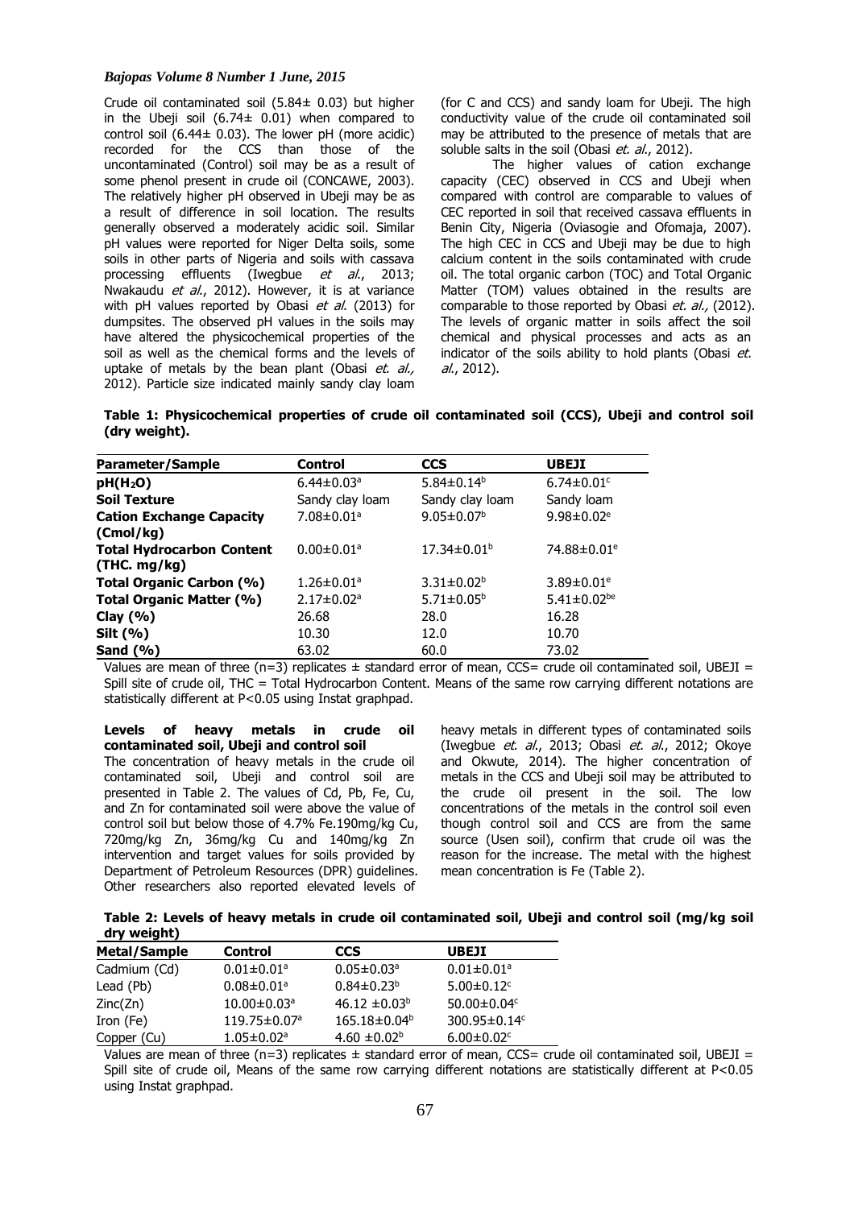Crude oil contaminated soil (5.84± 0.03) but higher in the Ubeji soil (6.74± 0.01) when compared to control soil (6.44± 0.03). The lower pH (more acidic) recorded for the CCS than those of the uncontaminated (Control) soil may be as a result of some phenol present in crude oil (CONCAWE, 2003). The relatively higher pH observed in Ubeji may be as a result of difference in soil location. The results generally observed a moderately acidic soil. Similar pH values were reported for Niger Delta soils, some soils in other parts of Nigeria and soils with cassava processing effluents (Iwegbue *et al*., 2013; Nwakaudu *et al*., 2012). However, it is at variance with pH values reported by Obasi *et al*. (2013) for dumpsites. The observed pH values in the soils may have altered the physicochemical properties of the soil as well as the chemical forms and the levels of uptake of metals by the bean plant (Obasi *et. al.,* 2012). Particle size indicated mainly sandy clay loam (for C and CCS) and sandy loam for Ubeji. The high conductivity value of the crude oil contaminated soil may be attributed to the presence of metals that are soluble salts in the soil (Obasi *et. al*., 2012).

The higher values of cation exchange capacity (CEC) observed in CCS and Ubeji when compared with control are comparable to values of CEC reported in soil that received cassava effluents in Benin City, Nigeria (Oviasogie and Ofomaja, 2007). The high CEC in CCS and Ubeji may be due to high calcium content in the soils contaminated with crude oil. The total organic carbon (TOC) and Total Organic Matter (TOM) values obtained in the results are comparable to those reported by Obasi *et. al.,* (2012). The levels of organic matter in soils affect the soil chemical and physical processes and acts as an indicator of the soils ability to hold plants (Obasi *et. al*., 2012).

**Table 1: Physicochemical properties of crude oil contaminated soil (CCS), Ubeji and control soil (dry weight).**

| Parameter/Sample | Control | CCS | UBEJI |
|---|---|---|---|
| **$pH(H_2O)$** | $6.44 \pm 0.03^a$ | $5.84 \pm 0.14^b$ | $6.74 \pm 0.01^c$ |
| **Soil Texture** | Sandy clay loam | Sandy clay loam | Sandy loam |
| **Cation Exchange Capacity (Cmol/kg)** | $7.08 \pm 0.01^a$ | $9.05 \pm 0.07^b$ | $9.98 \pm 0.02^e$ |
| **Total Hydrocarbon Content (THC. mg/kg)** | $0.00 \pm 0.01^a$ | $17.34 \pm 0.01^b$ | $74.88 \pm 0.01^e$ |
| **Total Organic Carbon (%)** | $1.26 \pm 0.01^a$ | $3.31 \pm 0.02^b$ | $3.89 \pm 0.01^e$ |
| **Total Organic Matter (%)** | $2.17 \pm 0.02^a$ | $5.71 \pm 0.05^b$ | $5.41 \pm 0.02^{be}$ |
| **Clay (%)** | 26.68 | 28.0 | 16.28 |
| **Silt (%)** | 10.30 | 12.0 | 10.70 |
| **Sand (%)** | 63.02 | 60.0 | 73.02 |

Values are mean of three (n=3) replicates ± standard error of mean, CCS= crude oil contaminated soil, UBEJI = Spill site of crude oil, THC = Total Hydrocarbon Content. Means of the same row carrying different notations are statistically different at P<0.05 using Instat graphpad.

### Levels of heavy metals in crude oil contaminated soil, Ubeji and control soil

The concentration of heavy metals in the crude oil contaminated soil, Ubeji and control soil are presented in Table 2. The values of Cd, Pb, Fe, Cu, and Zn for contaminated soil were above the value of control soil but below those of 4.7% Fe.190mg/kg Cu, 720mg/kg Zn, 36mg/kg Cu and 140mg/kg Zn intervention and target values for soils provided by Department of Petroleum Resources (DPR) guidelines. Other researchers also reported elevated levels of heavy metals in different types of contaminated soils (Iwegbue *et. al*., 2013; Obasi *et. al*., 2012; Okoye and Okwute, 2014). The higher concentration of metals in the CCS and Ubeji soil may be attributed to the crude oil present in the soil. The low concentrations of the metals in the control soil even though control soil and CCS are from the same source (Usen soil), confirm that crude oil was the reason for the increase. The metal with the highest mean concentration is Fe (Table 2).

**Table 2: Levels of heavy metals in crude oil contaminated soil, Ubeji and control soil (mg/kg soil dry weight)**

| Metal/Sample | Control | CCS | UBEJI |
|---|---|---|---|
| Cadmium (Cd) | $0.01 \pm 0.01^a$ | $0.05 \pm 0.03^a$ | $0.01 \pm 0.01^a$ |
| Lead (Pb) | $0.08 \pm 0.01^a$ | $0.84 \pm 0.23^b$ | $5.00 \pm 0.12^c$ |
| Zinc(Zn) | $10.00 \pm 0.03^a$ | $46.12 \pm 0.03^b$ | $50.00 \pm 0.04^c$ |
| Iron (Fe) | $119.75 \pm 0.07^a$ | $165.18 \pm 0.04^b$ | $300.95 \pm 0.14^c$ |
| Copper (Cu) | $1.05 \pm 0.02^a$ | $4.60 \pm 0.02^b$ | $6.00 \pm 0.02^c$ |

Values are mean of three (n=3) replicates ± standard error of mean, CCS= crude oil contaminated soil, UBEJI = Spill site of crude oil, Means of the same row carrying different notations are statistically different at P<0.05 using Instat graphpad.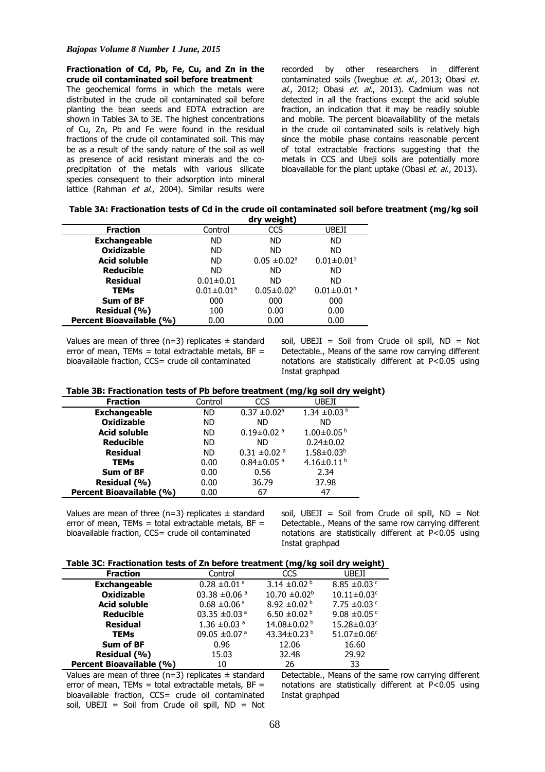**Fractionation of Cd, Pb, Fe, Cu, and Zn in the crude oil contaminated soil before treatment**

The geochemical forms in which the metals were distributed in the crude oil contaminated soil before planting the bean seeds and EDTA extraction are shown in Tables 3A to 3E. The highest concentrations of Cu, Zn, Pb and Fe were found in the residual fractions of the crude oil contaminated soil. This may be as a result of the sandy nature of the soil as well as presence of acid resistant minerals and the co-precipitation of the metals with various silicate species consequent to their adsorption into mineral lattice (Rahman *et al.*, 2004). Similar results were recorded by other researchers in different contaminated soils (Iwegbue *et. al.*, 2013; Obasi *et. al.*, 2012; Obasi *et. al.*, 2013). Cadmium was not detected in all the fractions except the acid soluble fraction, an indication that it may be readily soluble and mobile. The percent bioavailability of the metals in the crude oil contaminated soils is relatively high since the mobile phase contains reasonable percent of total extractable fractions suggesting that the metals in CCS and Ubeji soils are potentially more bioavailable for the plant uptake (Obasi *et. al.*, 2013).

**Table 3A: Fractionation tests of Cd in the crude oil contaminated soil before treatment (mg/kg soil dry weight)**

| Fraction | Control | CCS | UBEJI |
|---|---|---|---|
| **Exchangeable** | ND | ND | ND |
| **Oxidizable** | ND | ND | ND |
| **Acid soluble** | ND | $0.05 \pm 0.02^{a}$ | $0.01 \pm 0.01^{b}$ |
| **Reducible** | ND | ND | ND |
| **Residual** | $0.01 \pm 0.01$ | ND | ND |
| **TEMs** | $0.01 \pm 0.01^{a}$ | $0.05 \pm 0.02^{b}$ | $0.01 \pm 0.01^{a}$ |
| **Sum of BF** | 000 | 000 | 000 |
| **Residual (%)** | 100 | 0.00 | 0.00 |
| **Percent Bioavailable (%)** | 0.00 | 0.00 | 0.00 |

Values are mean of three (n=3) replicates ± standard error of mean, TEMs = total extractable metals, BF = bioavailable fraction, CCS= crude oil contaminated soil, UBEJI = Soil from Crude oil spill, ND = Not Detectable., Means of the same row carrying different notations are statistically different at P<0.05 using Instat graphpad

**Table 3B: Fractionation tests of Pb before treatment (mg/kg soil dry weight)**

| Fraction | Control | CCS | UBEJI |
|---|---|---|---|
| **Exchangeable** | ND | $0.37 \pm 0.02^{a}$ | $1.34 \pm 0.03^{b}$ |
| **Oxidizable** | ND | ND | ND |
| **Acid soluble** | ND | $0.19 \pm 0.02^{a}$ | $1.00 \pm 0.05^{b}$ |
| **Reducible** | ND | ND | $0.24 \pm 0.02$ |
| **Residual** | ND | $0.31 \pm 0.02^{a}$ | $1.58 \pm 0.03^{b}$ |
| **TEMs** | 0.00 | $0.84 \pm 0.05^{a}$ | $4.16 \pm 0.11^{b}$ |
| **Sum of BF** | 0.00 | 0.56 | 2.34 |
| **Residual (%)** | 0.00 | 36.79 | 37.98 |
| **Percent Bioavailable (%)** | 0.00 | 67 | 47 |

Values are mean of three (n=3) replicates ± standard error of mean, TEMs = total extractable metals, BF = bioavailable fraction, CCS= crude oil contaminated soil, UBEJI = Soil from Crude oil spill, ND = Not Detectable., Means of the same row carrying different notations are statistically different at P<0.05 using Instat graphpad

**Table 3C: Fractionation tests of Zn before treatment (mg/kg soil dry weight)**

| Fraction | Control | CCS | UBEJI |
|---|---|---|---|
| **Exchangeable** | $0.28 \pm 0.01^{a}$ | $3.14 \pm 0.02^{b}$ | $8.85 \pm 0.03^{c}$ |
| **Oxidizable** | $03.38 \pm 0.06^{a}$ | $10.70 \pm 0.02^{b}$ | $10.11 \pm 0.03^{c}$ |
| **Acid soluble** | $0.68 \pm 0.06^{a}$ | $8.92 \pm 0.02^{b}$ | $7.75 \pm 0.03^{c}$ |
| **Reducible** | $03.35 \pm 0.03^{a}$ | $6.50 \pm 0.02^{b}$ | $9.08 \pm 0.05^{c}$ |
| **Residual** | $1.36 \pm 0.03^{a}$ | $14.08 \pm 0.02^{b}$ | $15.28 \pm 0.03^{c}$ |
| **TEMs** | $09.05 \pm 0.07^{a}$ | $43.34 \pm 0.23^{b}$ | $51.07 \pm 0.06^{c}$ |
| **Sum of BF** | 0.96 | 12.06 | 16.60 |
| **Residual (%)** | 15.03 | 32.48 | 29.92 |
| **Percent Bioavailable (%)** | 10 | 26 | 33 |

Values are mean of three (n=3) replicates ± standard error of mean, TEMs = total extractable metals, BF = bioavailable fraction, CCS= crude oil contaminated soil, UBEJI = Soil from Crude oil spill, ND = Not Detectable., Means of the same row carrying different notations are statistically different at P<0.05 using Instat graphpad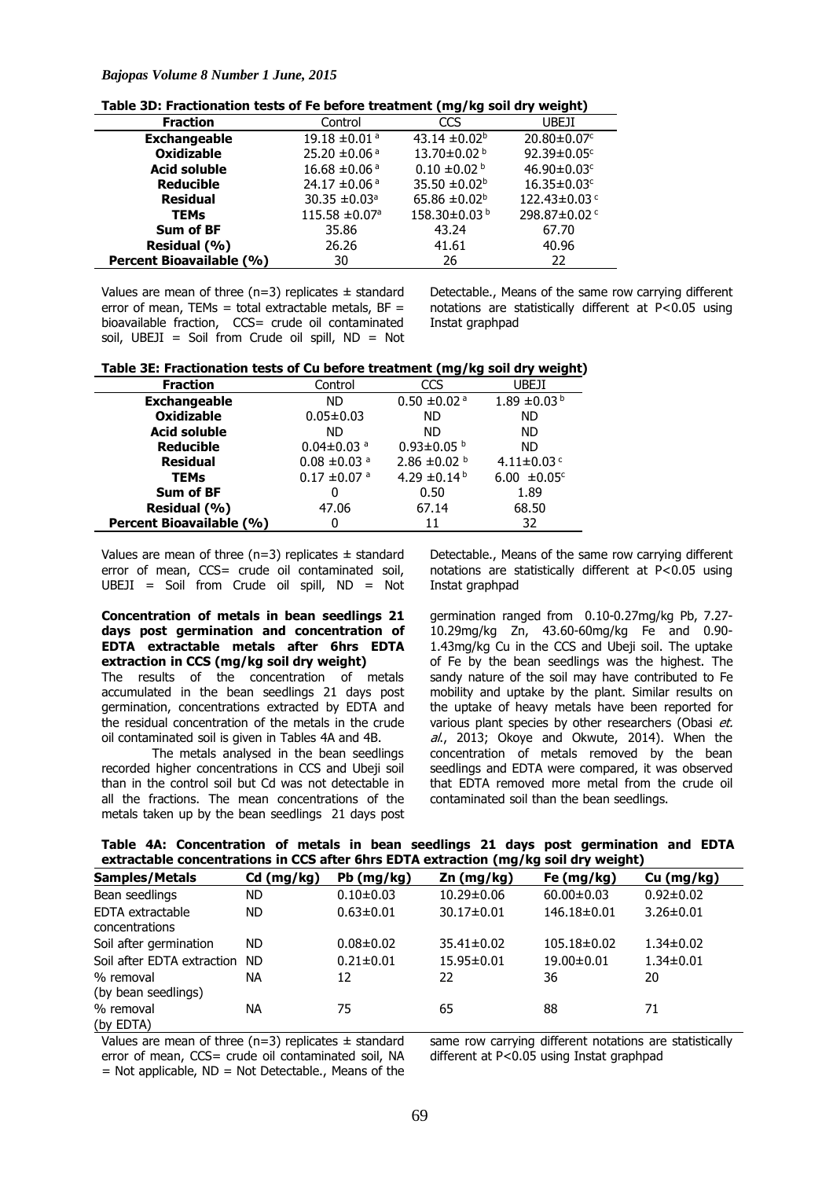**Table 3D: Fractionation tests of Fe before treatment (mg/kg soil dry weight)**

| Fraction | Control | CCS | UBEJI |
|---|---|---|---|
| **Exchangeable** | 19.18 ±0.01 $^{a}$ | 43.14 ±0.02$^{b}$ | 20.80±0.07$^{c}$ |
| **Oxidizable** | 25.20 ±0.06 $^{a}$ | 13.70±0.02 $^{b}$ | 92.39±0.05$^{c}$ |
| **Acid soluble** | 16.68 ±0.06 $^{a}$ | 0.10 ±0.02 $^{b}$ | 46.90±0.03$^{c}$ |
| **Reducible** | 24.17 ±0.06 $^{a}$ | 35.50 ±0.02$^{b}$ | 16.35±0.03$^{c}$ |
| **Residual** | 30.35 ±0.03$^{a}$ | 65.86 ±0.02$^{b}$ | 122.43±0.03 $^{c}$ |
| **TEMs** | 115.58 ±0.07$^{a}$ | 158.30±0.03 $^{b}$ | 298.87±0.02 $^{c}$ |
| **Sum of BF** | 35.86 | 43.24 | 67.70 |
| **Residual (%)** | 26.26 | 41.61 | 40.96 |
| **Percent Bioavailable (%)** | 30 | 26 | 22 |

Values are mean of three (n=3) replicates ± standard error of mean, TEMs = total extractable metals, BF = bioavailable fraction, CCS= crude oil contaminated soil, UBEJI = Soil from Crude oil spill, ND = Not Detectable., Means of the same row carrying different notations are statistically different at P<0.05 using Instat graphpad

**Table 3E: Fractionation tests of Cu before treatment (mg/kg soil dry weight)**

| Fraction | Control | CCS | UBEJI |
|---|---|---|---|
| **Exchangeable** | ND | 0.50 ±0.02 $^{a}$ | 1.89 ±0.03 $^{b}$ |
| **Oxidizable** | 0.05±0.03 | ND | ND |
| **Acid soluble** | ND | ND | ND |
| **Reducible** | 0.04±0.03 $^{a}$ | 0.93±0.05 $^{b}$ | ND |
| **Residual** | 0.08 ±0.03 $^{a}$ | 2.86 ±0.02 $^{b}$ | 4.11±0.03 $^{c}$ |
| **TEMs** | 0.17 ±0.07 $^{a}$ | 4.29 ±0.14 $^{b}$ | 6.00 ±0.05$^{c}$ |
| **Sum of BF** | 0 | 0.50 | 1.89 |
| **Residual (%)** | 47.06 | 67.14 | 68.50 |
| **Percent Bioavailable (%)** | 0 | 11 | 32 |

Values are mean of three (n=3) replicates ± standard error of mean, CCS= crude oil contaminated soil, UBEJI = Soil from Crude oil spill, ND = Not Detectable., Means of the same row carrying different notations are statistically different at P<0.05 using Instat graphpad

**Concentration of metals in bean seedlings 21 days post germination and concentration of EDTA extractable metals after 6hrs EDTA extraction in CCS (mg/kg soil dry weight)**

The results of the concentration of metals accumulated in the bean seedlings 21 days post germination, concentrations extracted by EDTA and the residual concentration of the metals in the crude oil contaminated soil is given in Tables 4A and 4B.

The metals analysed in the bean seedlings recorded higher concentrations in CCS and Ubeji soil than in the control soil but Cd was not detectable in all the fractions. The mean concentrations of the metals taken up by the bean seedlings 21 days post germination ranged from 0.10-0.27mg/kg Pb, 7.27-10.29mg/kg Zn, 43.60-60mg/kg Fe and 0.90-1.43mg/kg Cu in the CCS and Ubeji soil. The uptake of Fe by the bean seedlings was the highest. The sandy nature of the soil may have contributed to Fe mobility and uptake by the plant. Similar results on the uptake of heavy metals have been reported for various plant species by other researchers (Obasi *et. al.*, 2013; Okoye and Okwute, 2014). When the concentration of metals removed by the bean seedlings and EDTA were compared, it was observed that EDTA removed more metal from the crude oil contaminated soil than the bean seedlings.

**Table 4A: Concentration of metals in bean seedlings 21 days post germination and EDTA extractable concentrations in CCS after 6hrs EDTA extraction (mg/kg soil dry weight)**

| Samples/Metals | Cd (mg/kg) | Pb (mg/kg) | Zn (mg/kg) | Fe (mg/kg) | Cu (mg/kg) |
|---|---|---|---|---|---|
| Bean seedlings | ND | 0.10±0.03 | 10.29±0.06 | 60.00±0.03 | 0.92±0.02 |
| EDTA extractable concentrations | ND | 0.63±0.01 | 30.17±0.01 | 146.18±0.01 | 3.26±0.01 |
| Soil after germination | ND | 0.08±0.02 | 35.41±0.02 | 105.18±0.02 | 1.34±0.02 |
| Soil after EDTA extraction | ND | 0.21±0.01 | 15.95±0.01 | 19.00±0.01 | 1.34±0.01 |
| % removal (by bean seedlings) | NA | 12 | 22 | 36 | 20 |
| % removal (by EDTA) | NA | 75 | 65 | 88 | 71 |

Values are mean of three (n=3) replicates ± standard error of mean, CCS= crude oil contaminated soil, NA = Not applicable, ND = Not Detectable., Means of the same row carrying different notations are statistically different at P<0.05 using Instat graphpad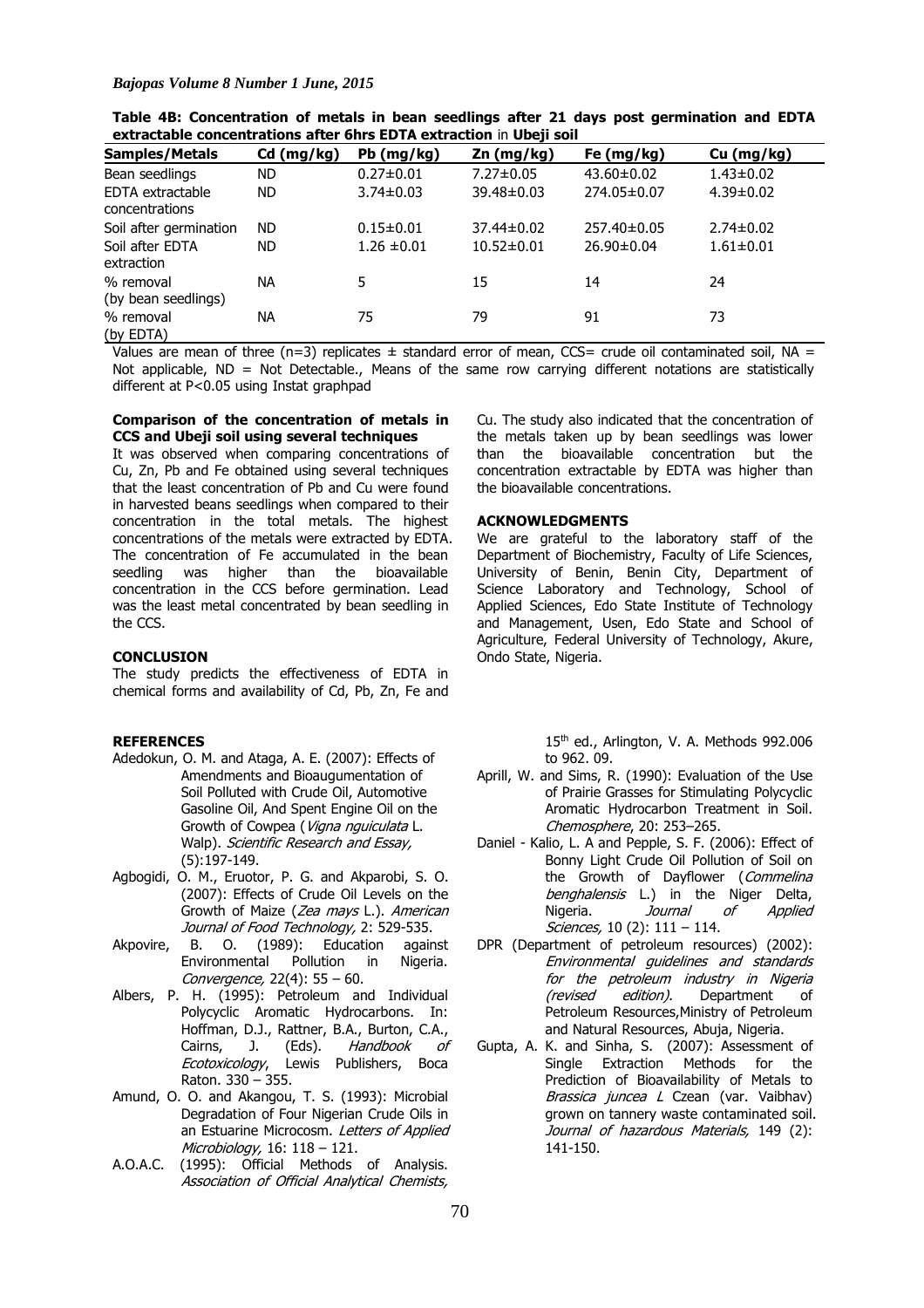**Table 4B: Concentration of metals in bean seedlings after 21 days post germination and EDTA extractable concentrations after 6hrs EDTA extraction in Ubeji soil**

| Samples/Metals | Cd (mg/kg) | Pb (mg/kg) | Zn (mg/kg) | Fe (mg/kg) | Cu (mg/kg) |
|---|---|---|---|---|---|
| Bean seedlings | ND | 0.27±0.01 | 7.27±0.05 | 43.60±0.02 | 1.43±0.02 |
| EDTA extractable concentrations | ND | 3.74±0.03 | 39.48±0.03 | 274.05±0.07 | 4.39±0.02 |
| Soil after germination | ND | 0.15±0.01 | 37.44±0.02 | 257.40±0.05 | 2.74±0.02 |
| Soil after EDTA extraction | ND | 1.26 ±0.01 | 10.52±0.01 | 26.90±0.04 | 1.61±0.01 |
| % removal (by bean seedlings) | NA | 5 | 15 | 14 | 24 |
| % removal (by EDTA) | NA | 75 | 79 | 91 | 73 |

Values are mean of three (n=3) replicates ± standard error of mean, CCS= crude oil contaminated soil, NA = Not applicable, ND = Not Detectable., Means of the same row carrying different notations are statistically different at P<0.05 using Instat graphpad

**Comparison of the concentration of metals in CCS and Ubeji soil using several techniques**

It was observed when comparing concentrations of Cu, Zn, Pb and Fe obtained using several techniques that the least concentration of Pb and Cu were found in harvested beans seedlings when compared to their concentration in the total metals. The highest concentrations of the metals were extracted by EDTA. The concentration of Fe accumulated in the bean seedling was higher than the bioavailable concentration in the CCS before germination. Lead was the least metal concentrated by bean seedling in the CCS.

## CONCLUSION

The study predicts the effectiveness of EDTA in chemical forms and availability of Cd, Pb, Zn, Fe and Cu. The study also indicated that the concentration of the metals taken up by bean seedlings was lower than the bioavailable concentration but the concentration extractable by EDTA was higher than the bioavailable concentrations.

## ACKNOWLEDGMENTS

We are grateful to the laboratory staff of the Department of Biochemistry, Faculty of Life Sciences, University of Benin, Benin City, Department of Science Laboratory and Technology, School of Applied Sciences, Edo State Institute of Technology and Management, Usen, Edo State and School of Agriculture, Federal University of Technology, Akure, Ondo State, Nigeria.

## REFERENCES

Adedokun, O. M. and Ataga, A. E. (2007): Effects of Amendments and Bioaugumentation of Soil Polluted with Crude Oil, Automotive Gasoline Oil, And Spent Engine Oil on the Growth of Cowpea (*Vigna nguiculata* L. Walp). *Scientific Research and Essay,* (5):197-149.

Agbogidi, O. M., Eruotor, P. G. and Akparobi, S. O. (2007): Effects of Crude Oil Levels on the Growth of Maize (*Zea mays* L.). *American Journal of Food Technology,* 2: 529-535.

Akpovire, B. O. (1989): Education against Environmental Pollution in Nigeria. *Convergence,* 22(4): 55 – 60.

Albers, P. H. (1995): Petroleum and Individual Polycyclic Aromatic Hydrocarbons. In: Hoffman, D.J., Rattner, B.A., Burton, C.A., Cairns, J. (Eds). *Handbook of Ecotoxicology*, Lewis Publishers, Boca Raton. 330 – 355.

Amund, O. O. and Akangou, T. S. (1993): Microbial Degradation of Four Nigerian Crude Oils in an Estuarine Microcosm. *Letters of Applied Microbiology,* 16: 118 – 121.

A.O.A.C. (1995): Official Methods of Analysis. *Association of Official Analytical Chemists,* 15th ed., Arlington, V. A. Methods 992.006 to 962. 09.

Aprill, W. and Sims, R. (1990): Evaluation of the Use of Prairie Grasses for Stimulating Polycyclic Aromatic Hydrocarbon Treatment in Soil. *Chemosphere*, 20: 253–265.

Daniel - Kalio, L. A and Pepple, S. F. (2006): Effect of Bonny Light Crude Oil Pollution of Soil on the Growth of Dayflower (*Commelina benghalensis* L.) in the Niger Delta, Nigeria. *Journal of Applied Sciences,* 10 (2): 111 – 114.

DPR (Department of petroleum resources) (2002): *Environmental guidelines and standards for the petroleum industry in Nigeria (revised edition).* Department of Petroleum Resources,Ministry of Petroleum and Natural Resources, Abuja, Nigeria.

Gupta, A. K. and Sinha, S. (2007): Assessment of Single Extraction Methods for the Prediction of Bioavailability of Metals to *Brassica juncea L* Czean (var. Vaibhav) grown on tannery waste contaminated soil. *Journal of hazardous Materials,* 149 (2): 141-150.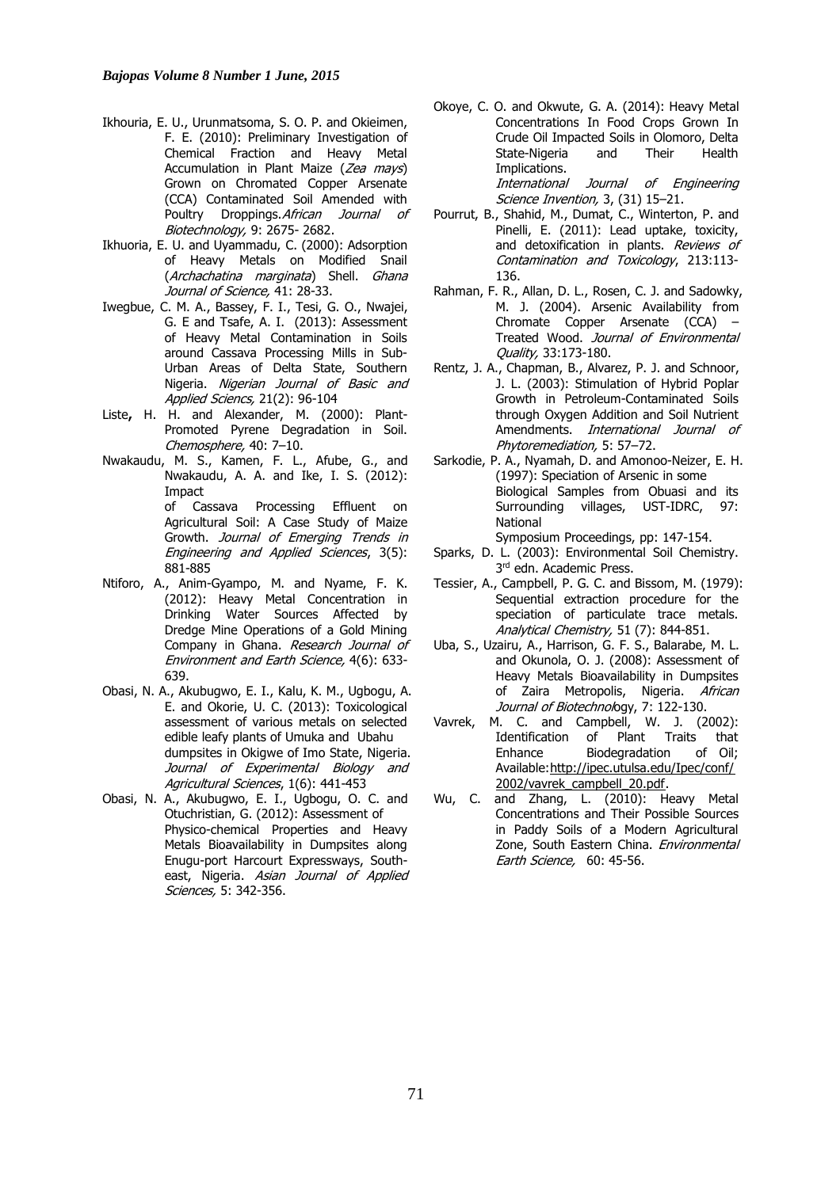Ikhouria, E. U., Urunmatsoma, S. O. P. and Okieimen, F. E. (2010): Preliminary Investigation of Chemical Fraction and Heavy Metal Accumulation in Plant Maize (*Zea mays*) Grown on Chromated Copper Arsenate (CCA) Contaminated Soil Amended with Poultry Droppings. *African Journal of Biotechnology,* 9: 2675- 2682.

Ikhuoria, E. U. and Uyammadu, C. (2000): Adsorption of Heavy Metals on Modified Snail (*Archachatina marginata*) Shell. *Ghana Journal of Science,* 41: 28-33.

Iwegbue, C. M. A., Bassey, F. I., Tesi, G. O., Nwajei, G. E and Tsafe, A. I. (2013): Assessment of Heavy Metal Contamination in Soils around Cassava Processing Mills in Sub-Urban Areas of Delta State, Southern Nigeria. *Nigerian Journal of Basic and Applied Sciencs,* 21(2): 96-104

Liste**,** H. H. and Alexander, M. (2000): Plant-Promoted Pyrene Degradation in Soil. *Chemosphere,* 40: 7–10.

Nwakaudu, M. S., Kamen, F. L., Afube, G., and Nwakaudu, A. A. and Ike, I. S. (2012): Impact of Cassava Processing Effluent on Agricultural Soil: A Case Study of Maize Growth. *Journal of Emerging Trends in Engineering and Applied Sciences*, 3(5): 881-885

Ntiforo, A., Anim-Gyampo, M. and Nyame, F. K. (2012): Heavy Metal Concentration in Drinking Water Sources Affected by Dredge Mine Operations of a Gold Mining Company in Ghana. *Research Journal of Environment and Earth Science,* 4(6): 633-639.

Obasi, N. A., Akubugwo, E. I., Kalu, K. M., Ugbogu, A. E. and Okorie, U. C. (2013): Toxicological assessment of various metals on selected edible leafy plants of Umuka and Ubahu dumpsites in Okigwe of Imo State, Nigeria. *Journal of Experimental Biology and Agricultural Sciences*, 1(6): 441-453

Obasi, N. A., Akubugwo, E. I., Ugbogu, O. C. and Otuchristian, G. (2012): Assessment of Physico-chemical Properties and Heavy Metals Bioavailability in Dumpsites along Enugu-port Harcourt Expressways, South-east, Nigeria. *Asian Journal of Applied Sciences,* 5: 342-356.

Okoye, C. O. and Okwute, G. A. (2014): Heavy Metal Concentrations In Food Crops Grown In Crude Oil Impacted Soils in Olomoro, Delta State-Nigeria and Their Health Implications. *International Journal of Engineering Science Invention,* 3, (31) 15–21.

Pourrut, B., Shahid, M., Dumat, C., Winterton, P. and Pinelli, E. (2011): Lead uptake, toxicity, and detoxification in plants. *Reviews of Contamination and Toxicology*, 213:113-136.

Rahman, F. R., Allan, D. L., Rosen, C. J. and Sadowky, M. J. (2004). Arsenic Availability from Chromate Copper Arsenate (CCA) – Treated Wood. *Journal of Environmental Quality,* 33:173-180.

Rentz, J. A., Chapman, B., Alvarez, P. J. and Schnoor, J. L. (2003): Stimulation of Hybrid Poplar Growth in Petroleum-Contaminated Soils through Oxygen Addition and Soil Nutrient Amendments. *International Journal of Phytoremediation,* 5: 57–72.

Sarkodie, P. A., Nyamah, D. and Amonoo-Neizer, E. H. (1997): Speciation of Arsenic in some Biological Samples from Obuasi and its Surrounding villages, UST-IDRC, 97: National Symposium Proceedings, pp: 147-154.

Sparks, D. L. (2003): Environmental Soil Chemistry. 3rd edn. Academic Press.

Tessier, A., Campbell, P. G. C. and Bissom, M. (1979): Sequential extraction procedure for the speciation of particulate trace metals. *Analytical Chemistry,* 51 (7): 844-851.

Uba, S., Uzairu, A., Harrison, G. F. S., Balarabe, M. L. and Okunola, O. J. (2008): Assessment of Heavy Metals Bioavailability in Dumpsites of Zaira Metropolis, Nigeria. *African Journal of Biotechnol*ogy, 7: 122-130.

Vavrek, M. C. and Campbell, W. J. (2002): Identification of Plant Traits that Enhance Biodegradation of Oil; Available: http://ipec.utulsa.edu/Ipec/conf/2002/vavrek_campbell_20.pdf.

Wu, C. and Zhang, L. (2010): Heavy Metal Concentrations and Their Possible Sources in Paddy Soils of a Modern Agricultural Zone, South Eastern China. *Environmental Earth Science,* 60: 45-56.